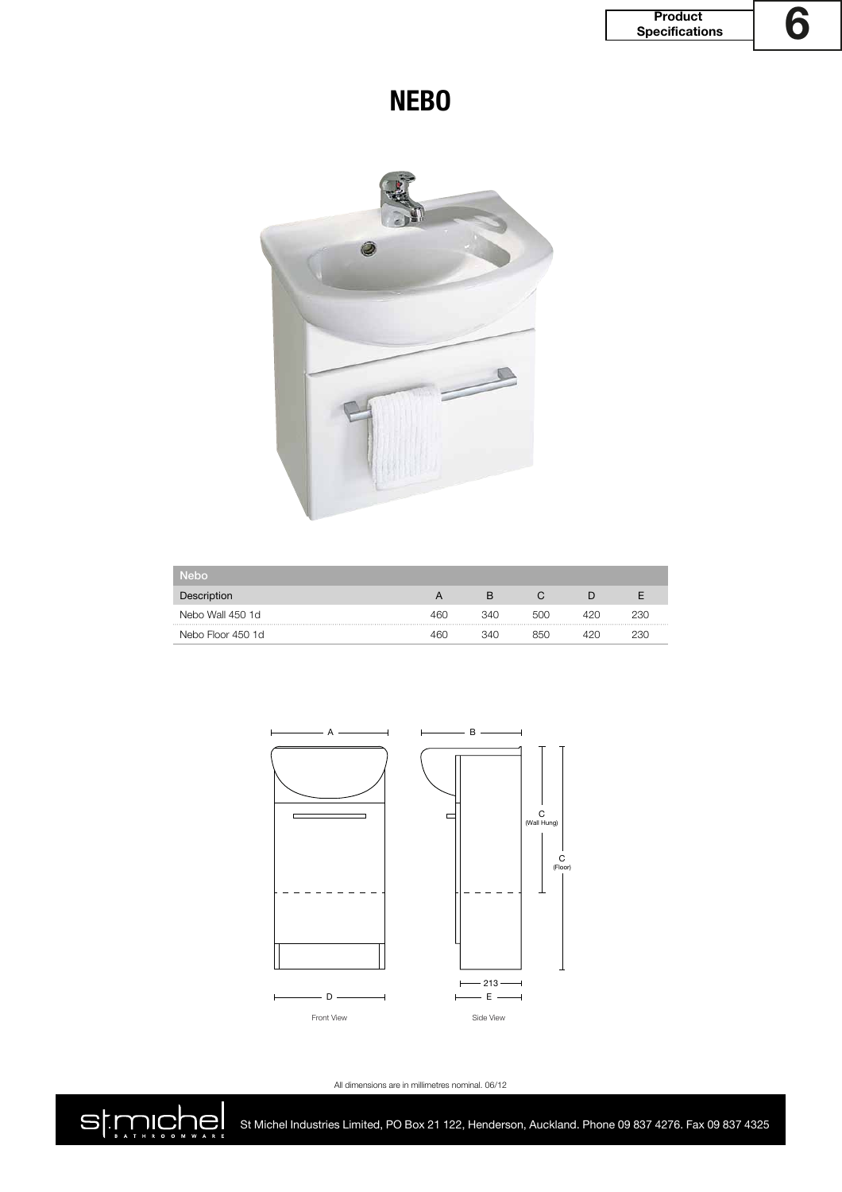# NEBO

| Nebo | | | | | |
|---|---|---|---|---|---|
| Description | A | B | C | D | E |
| Nebo Wall 450 1d | 460 | 340 | 500 | 420 | 230 |
| Nebo Floor 450 1d | 460 | 340 | 850 | 420 | 230 |

All dimensions are in millimetres nominal. 06/12

St Michel Industries Limited, PO Box 21 122, Henderson, Auckland. Phone 09 837 4276. Fax 09 837 4325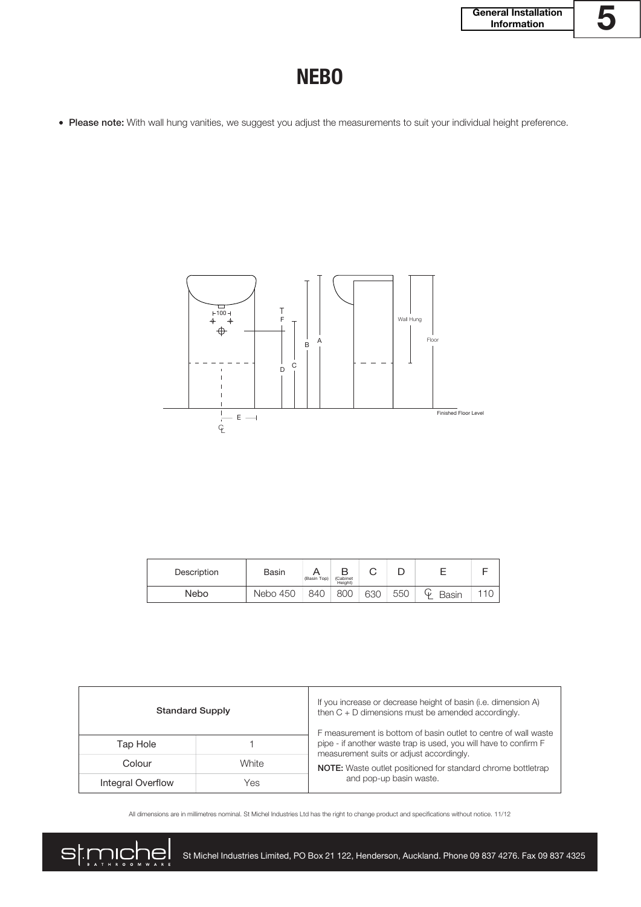# NEBO

- **Please note:** With wall hung vanities, we suggest you adjust the measurements to suit your individual height preference.

100
F
B
A
D
C
Wall Hung
Floor
E
CL
Finished Floor Level

| Description | Basin | A (Basin Top) | B (Cabinet Height) | C | D | E | F |
|---|---|---|---|---|---|---|---|
| Nebo | Nebo 450 | 840 | 800 | 630 | 550 | ℄ Basin | 110 |

| Standard Supply | |
|---|---|
| Tap Hole | 1 |
| Colour | White |
| Integral Overflow | Yes |

If you increase or decrease height of basin (i.e. dimension A) then C + D dimensions must be amended accordingly.

F measurement is bottom of basin outlet to centre of wall waste pipe - if another waste trap is used, you will have to confirm F measurement suits or adjust accordingly.

**NOTE:** Waste outlet positioned for standard chrome bottletrap and pop-up basin waste.

All dimensions are in millimetres nominal. St Michel Industries Ltd has the right to change product and specifications without notice. 11/12

St Michel Industries Limited, PO Box 21 122, Henderson, Auckland. Phone 09 837 4276. Fax 09 837 4325